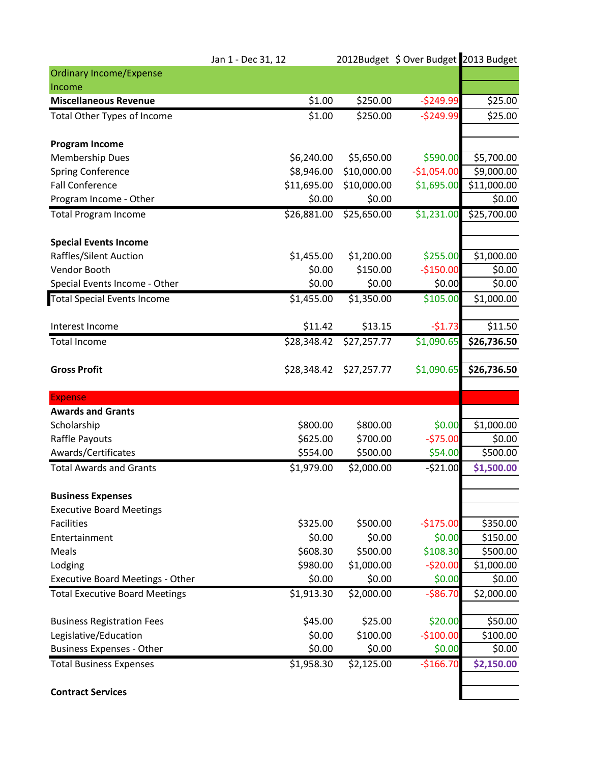| | Jan 1 - Dec 31, 12 | 2012Budget | $ Over Budget | 2013 Budget |
|---|---|---|---|---|
| Ordinary Income/Expense | | | | |
| Income | | | | |
| **Miscellaneous Revenue** | $1.00 | $250.00 | -$249.99 | $25.00 |
| Total Other Types of Income | $1.00 | $250.00 | -$249.99 | $25.00 |
| | | | | |
| **Program Income** | | | | |
| Membership Dues | $6,240.00 | $5,650.00 | $590.00 | $5,700.00 |
| Spring Conference | $8,946.00 | $10,000.00 | -$1,054.00 | $9,000.00 |
| Fall Conference | $11,695.00 | $10,000.00 | $1,695.00 | $11,000.00 |
| Program Income - Other | $0.00 | $0.00 | | $0.00 |
| Total Program Income | $26,881.00 | $25,650.00 | $1,231.00 | $25,700.00 |
| | | | | |
| **Special Events Income** | | | | |
| Raffles/Silent Auction | $1,455.00 | $1,200.00 | $255.00 | $1,000.00 |
| Vendor Booth | $0.00 | $150.00 | -$150.00 | $0.00 |
| Special Events Income - Other | $0.00 | $0.00 | $0.00 | $0.00 |
| Total Special Events Income | $1,455.00 | $1,350.00 | $105.00 | $1,000.00 |
| | | | | |
| Interest Income | $11.42 | $13.15 | -$1.73 | $11.50 |
| Total Income | $28,348.42 | $27,257.77 | $1,090.65 | **$26,736.50** |
| | | | | |
| **Gross Profit** | $28,348.42 | $27,257.77 | $1,090.65 | **$26,736.50** |
| | | | | |
| Expense | | | | |
| **Awards and Grants** | | | | |
| Scholarship | $800.00 | $800.00 | $0.00 | $1,000.00 |
| Raffle Payouts | $625.00 | $700.00 | -$75.00 | $0.00 |
| Awards/Certificates | $554.00 | $500.00 | $54.00 | $500.00 |
| Total Awards and Grants | $1,979.00 | $2,000.00 | -$21.00 | **$1,500.00** |
| | | | | |
| **Business Expenses** | | | | |
| Executive Board Meetings | | | | |
| Facilities | $325.00 | $500.00 | -$175.00 | $350.00 |
| Entertainment | $0.00 | $0.00 | $0.00 | $150.00 |
| Meals | $608.30 | $500.00 | $108.30 | $500.00 |
| Lodging | $980.00 | $1,000.00 | -$20.00 | $1,000.00 |
| Executive Board Meetings - Other | $0.00 | $0.00 | $0.00 | $0.00 |
| Total Executive Board Meetings | $1,913.30 | $2,000.00 | -$86.70 | $2,000.00 |
| | | | | |
| Business Registration Fees | $45.00 | $25.00 | $20.00 | $50.00 |
| Legislative/Education | $0.00 | $100.00 | -$100.00 | $100.00 |
| Business Expenses - Other | $0.00 | $0.00 | $0.00 | $0.00 |
| Total Business Expenses | $1,958.30 | $2,125.00 | -$166.70 | **$2,150.00** |
| | | | | |
| **Contract Services** | | | | |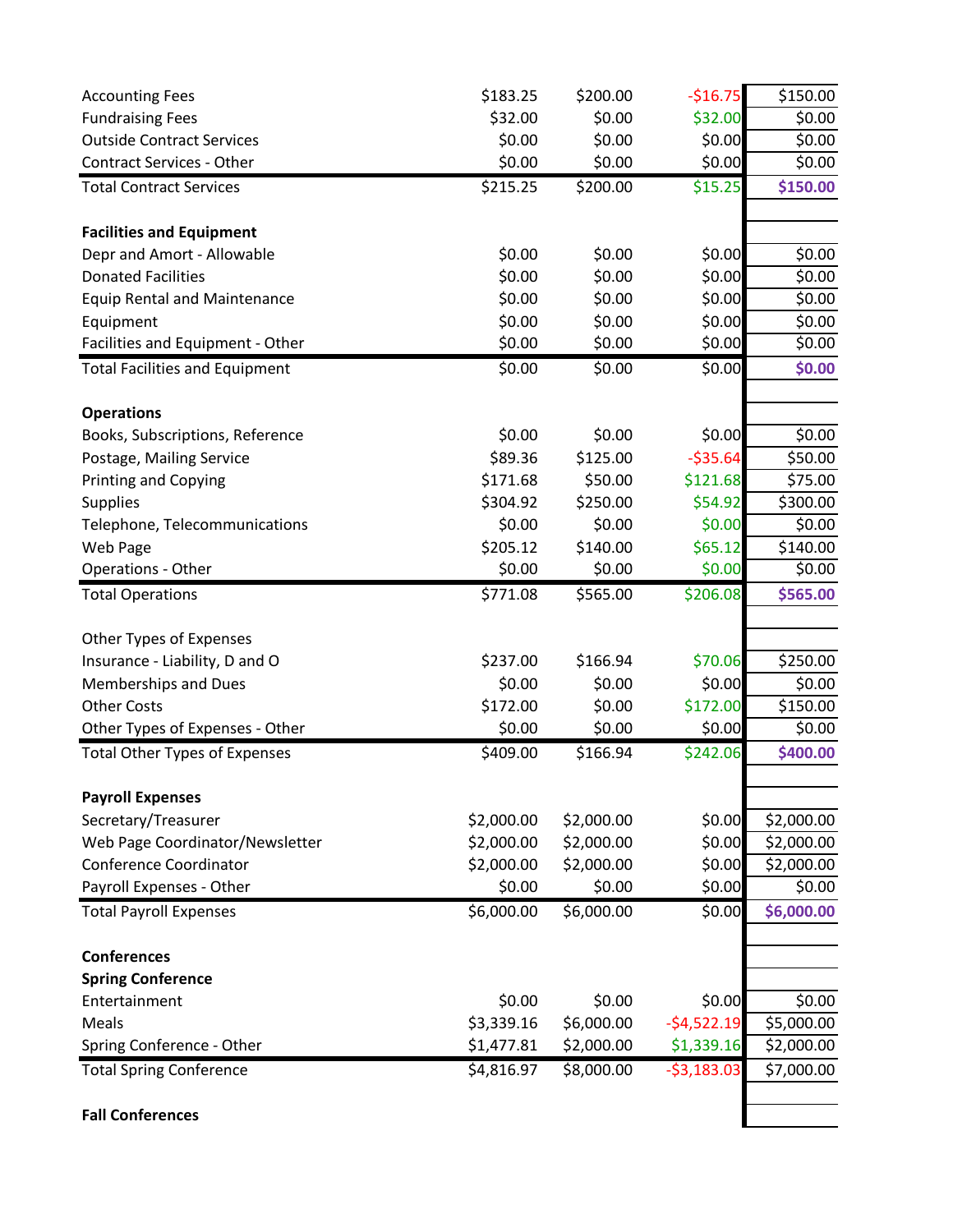| | | | | |
|---|---|---|---|---|
| Accounting Fees | $183.25 | $200.00 | -$16.75 | $150.00 |
| Fundraising Fees | $32.00 | $0.00 | $32.00 | $0.00 |
| Outside Contract Services | $0.00 | $0.00 | $0.00 | $0.00 |
| Contract Services - Other | $0.00 | $0.00 | $0.00 | $0.00 |
| Total Contract Services | $215.25 | $200.00 | $15.25 | **$150.00** |
| | | | | |
| **Facilities and Equipment** | | | | |
| Depr and Amort - Allowable | $0.00 | $0.00 | $0.00 | $0.00 |
| Donated Facilities | $0.00 | $0.00 | $0.00 | $0.00 |
| Equip Rental and Maintenance | $0.00 | $0.00 | $0.00 | $0.00 |
| Equipment | $0.00 | $0.00 | $0.00 | $0.00 |
| Facilities and Equipment - Other | $0.00 | $0.00 | $0.00 | $0.00 |
| Total Facilities and Equipment | $0.00 | $0.00 | $0.00 | **$0.00** |
| | | | | |
| **Operations** | | | | |
| Books, Subscriptions, Reference | $0.00 | $0.00 | $0.00 | $0.00 |
| Postage, Mailing Service | $89.36 | $125.00 | -$35.64 | $50.00 |
| Printing and Copying | $171.68 | $50.00 | $121.68 | $75.00 |
| Supplies | $304.92 | $250.00 | $54.92 | $300.00 |
| Telephone, Telecommunications | $0.00 | $0.00 | $0.00 | $0.00 |
| Web Page | $205.12 | $140.00 | $65.12 | $140.00 |
| Operations - Other | $0.00 | $0.00 | $0.00 | $0.00 |
| Total Operations | $771.08 | $565.00 | $206.08 | **$565.00** |
| | | | | |
| Other Types of Expenses | | | | |
| Insurance - Liability, D and O | $237.00 | $166.94 | $70.06 | $250.00 |
| Memberships and Dues | $0.00 | $0.00 | $0.00 | $0.00 |
| Other Costs | $172.00 | $0.00 | $172.00 | $150.00 |
| Other Types of Expenses - Other | $0.00 | $0.00 | $0.00 | $0.00 |
| Total Other Types of Expenses | $409.00 | $166.94 | $242.06 | **$400.00** |
| | | | | |
| **Payroll Expenses** | | | | |
| Secretary/Treasurer | $2,000.00 | $2,000.00 | $0.00 | $2,000.00 |
| Web Page Coordinator/Newsletter | $2,000.00 | $2,000.00 | $0.00 | $2,000.00 |
| Conference Coordinator | $2,000.00 | $2,000.00 | $0.00 | $2,000.00 |
| Payroll Expenses - Other | $0.00 | $0.00 | $0.00 | $0.00 |
| Total Payroll Expenses | $6,000.00 | $6,000.00 | $0.00 | **$6,000.00** |
| | | | | |
| **Conferences** | | | | |
| **Spring Conference** | | | | |
| Entertainment | $0.00 | $0.00 | $0.00 | $0.00 |
| Meals | $3,339.16 | $6,000.00 | -$4,522.19 | $5,000.00 |
| Spring Conference - Other | $1,477.81 | $2,000.00 | $1,339.16 | $2,000.00 |
| Total Spring Conference | $4,816.97 | $8,000.00 | -$3,183.03 | $7,000.00 |
| | | | | |
| **Fall Conferences** | | | | |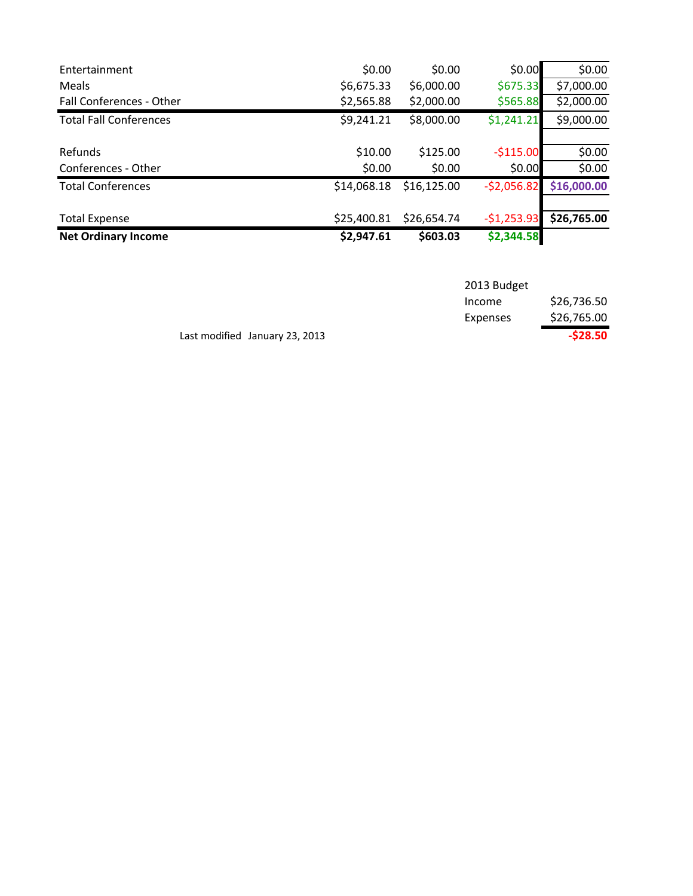| | | | | |
|---|---|---|---|---|
| Entertainment | $0.00 | $0.00 | $0.00 | $0.00 |
| Meals | $6,675.33 | $6,000.00 | $675.33 | $7,000.00 |
| Fall Conferences - Other | $2,565.88 | $2,000.00 | $565.88 | $2,000.00 |
| Total Fall Conferences | $9,241.21 | $8,000.00 | $1,241.21 | $9,000.00 |
| | | | | |
| Refunds | $10.00 | $125.00 | -$115.00 | $0.00 |
| Conferences - Other | $0.00 | $0.00 | $0.00 | $0.00 |
| Total Conferences | $14,068.18 | $16,125.00 | -$2,056.82 | **$16,000.00** |
| | | | | |
| Total Expense | $25,400.81 | $26,654.74 | -$1,253.93 | **$26,765.00** |
| **Net Ordinary Income** | **$2,947.61** | **$603.03** | **$2,344.58** | |

| 2013 Budget | |
|---|---|
| Income | $26,736.50 |
| Expenses | $26,765.00 |
| | **-$28.50** |

Last modified January 23, 2013